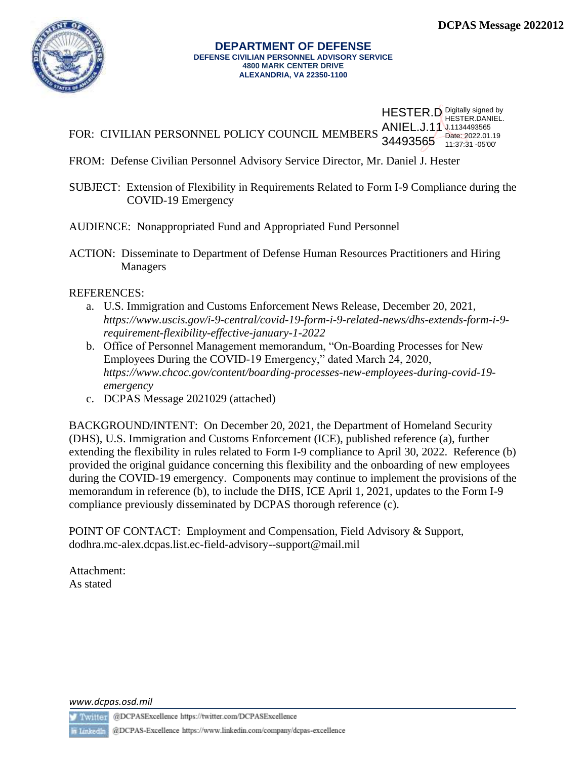**DCPAS Message 2022012**

**DEPARTMENT OF DEFENSE**
**DEFENSE CIVILIAN PERSONNEL ADVISORY SERVICE**
**4800 MARK CENTER DRIVE**
**ALEXANDRIA, VA 22350-1100**

HESTER.DANIEL.J.1134493565 Digitally signed by HESTER.DANIEL.J.1134493565 Date: 2022.01.19 11:37:31 -05'00'

FOR: CIVILIAN PERSONNEL POLICY COUNCIL MEMBERS

FROM: Defense Civilian Personnel Advisory Service Director, Mr. Daniel J. Hester

SUBJECT: Extension of Flexibility in Requirements Related to Form I-9 Compliance during the COVID-19 Emergency

AUDIENCE: Nonappropriated Fund and Appropriated Fund Personnel

ACTION: Disseminate to Department of Defense Human Resources Practitioners and Hiring Managers

REFERENCES:

a. U.S. Immigration and Customs Enforcement News Release, December 20, 2021, *https://www.uscis.gov/i-9-central/covid-19-form-i-9-related-news/dhs-extends-form-i-9-requirement-flexibility-effective-january-1-2022*
b. Office of Personnel Management memorandum, "On-Boarding Processes for New Employees During the COVID-19 Emergency," dated March 24, 2020, *https://www.chcoc.gov/content/boarding-processes-new-employees-during-covid-19-emergency*
c. DCPAS Message 2021029 (attached)

BACKGROUND/INTENT: On December 20, 2021, the Department of Homeland Security (DHS), U.S. Immigration and Customs Enforcement (ICE), published reference (a), further extending the flexibility in rules related to Form I-9 compliance to April 30, 2022. Reference (b) provided the original guidance concerning this flexibility and the onboarding of new employees during the COVID-19 emergency. Components may continue to implement the provisions of the memorandum in reference (b), to include the DHS, ICE April 1, 2021, updates to the Form I-9 compliance previously disseminated by DCPAS thorough reference (c).

POINT OF CONTACT: Employment and Compensation, Field Advisory & Support, dodhra.mc-alex.dcpas.list.ec-field-advisory--support@mail.mil

Attachment:
As stated

*www.dcpas.osd.mil*

Twitter @DCPASExcellence https://twitter.com/DCPASExcellence

LinkedIn @DCPAS-Excellence https://www.linkedin.com/company/dcpas-excellence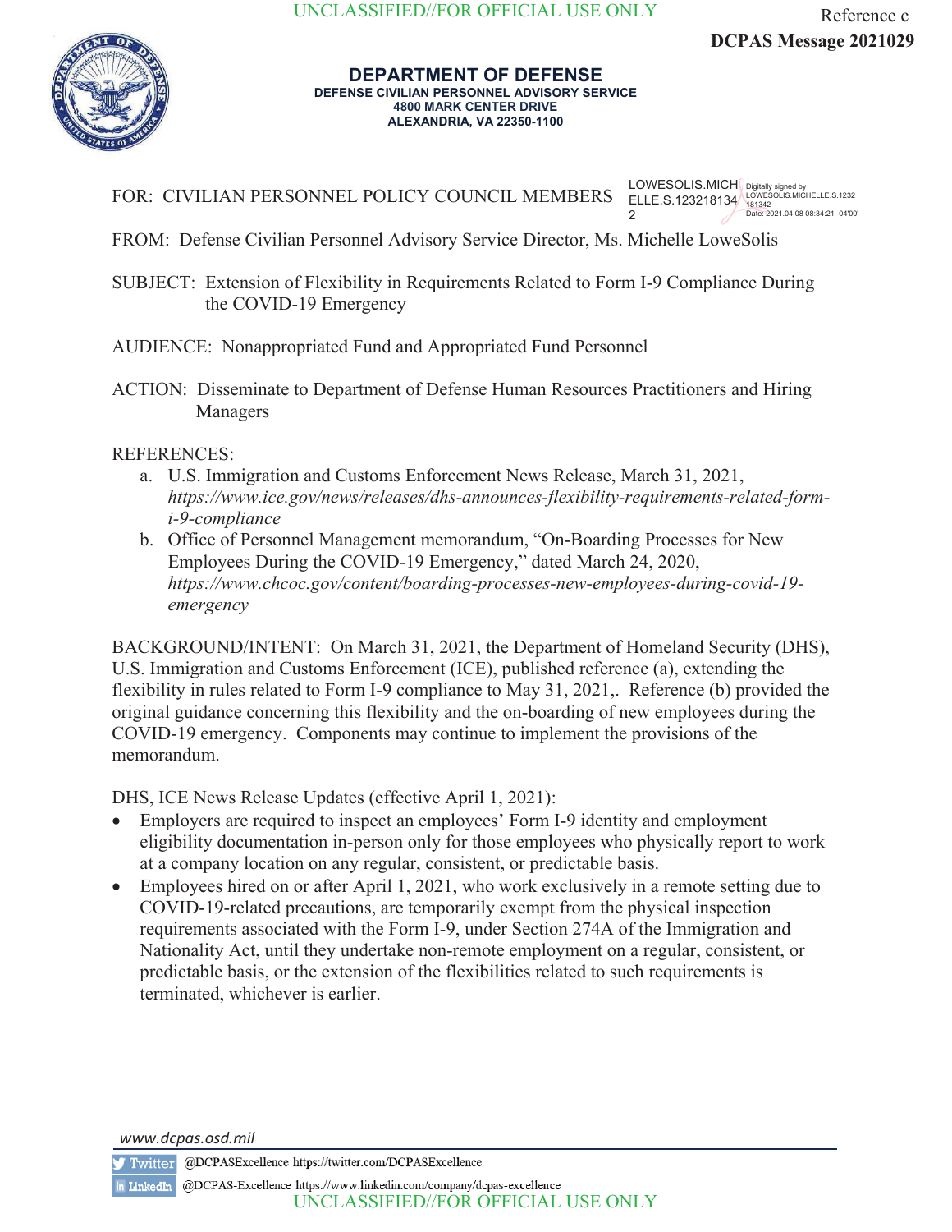UNCLASSIFIED//FOR OFFICIAL USE ONLY

Reference c

**DCPAS Message 2021029**

**DEPARTMENT OF DEFENSE**
**DEFENSE CIVILIAN PERSONNEL ADVISORY SERVICE**
**4800 MARK CENTER DRIVE**
**ALEXANDRIA, VA 22350-1100**

FOR: CIVILIAN PERSONNEL POLICY COUNCIL MEMBERS

LOWESOLIS.MICHELLE.S.1232181342 Digitally signed by LOWESOLIS.MICHELLE.S.1232181342 Date: 2021.04.08 08:34:21 -04'00'

FROM: Defense Civilian Personnel Advisory Service Director, Ms. Michelle LoweSolis

SUBJECT: Extension of Flexibility in Requirements Related to Form I-9 Compliance During the COVID-19 Emergency

AUDIENCE: Nonappropriated Fund and Appropriated Fund Personnel

ACTION: Disseminate to Department of Defense Human Resources Practitioners and Hiring Managers

REFERENCES:

a. U.S. Immigration and Customs Enforcement News Release, March 31, 2021, *https://www.ice.gov/news/releases/dhs-announces-flexibility-requirements-related-form-i-9-compliance*
b. Office of Personnel Management memorandum, "On-Boarding Processes for New Employees During the COVID-19 Emergency," dated March 24, 2020, *https://www.chcoc.gov/content/boarding-processes-new-employees-during-covid-19-emergency*

BACKGROUND/INTENT: On March 31, 2021, the Department of Homeland Security (DHS), U.S. Immigration and Customs Enforcement (ICE), published reference (a), extending the flexibility in rules related to Form I-9 compliance to May 31, 2021,. Reference (b) provided the original guidance concerning this flexibility and the on-boarding of new employees during the COVID-19 emergency. Components may continue to implement the provisions of the memorandum.

DHS, ICE News Release Updates (effective April 1, 2021):

- Employers are required to inspect an employees' Form I-9 identity and employment eligibility documentation in-person only for those employees who physically report to work at a company location on any regular, consistent, or predictable basis.
- Employees hired on or after April 1, 2021, who work exclusively in a remote setting due to COVID-19-related precautions, are temporarily exempt from the physical inspection requirements associated with the Form I-9, under Section 274A of the Immigration and Nationality Act, until they undertake non-remote employment on a regular, consistent, or predictable basis, or the extension of the flexibilities related to such requirements is terminated, whichever is earlier.

*www.dcpas.osd.mil*

Twitter @DCPASExcellence https://twitter.com/DCPASExcellence

LinkedIn @DCPAS-Excellence https://www.linkedin.com/company/dcpas-excellence

UNCLASSIFIED//FOR OFFICIAL USE ONLY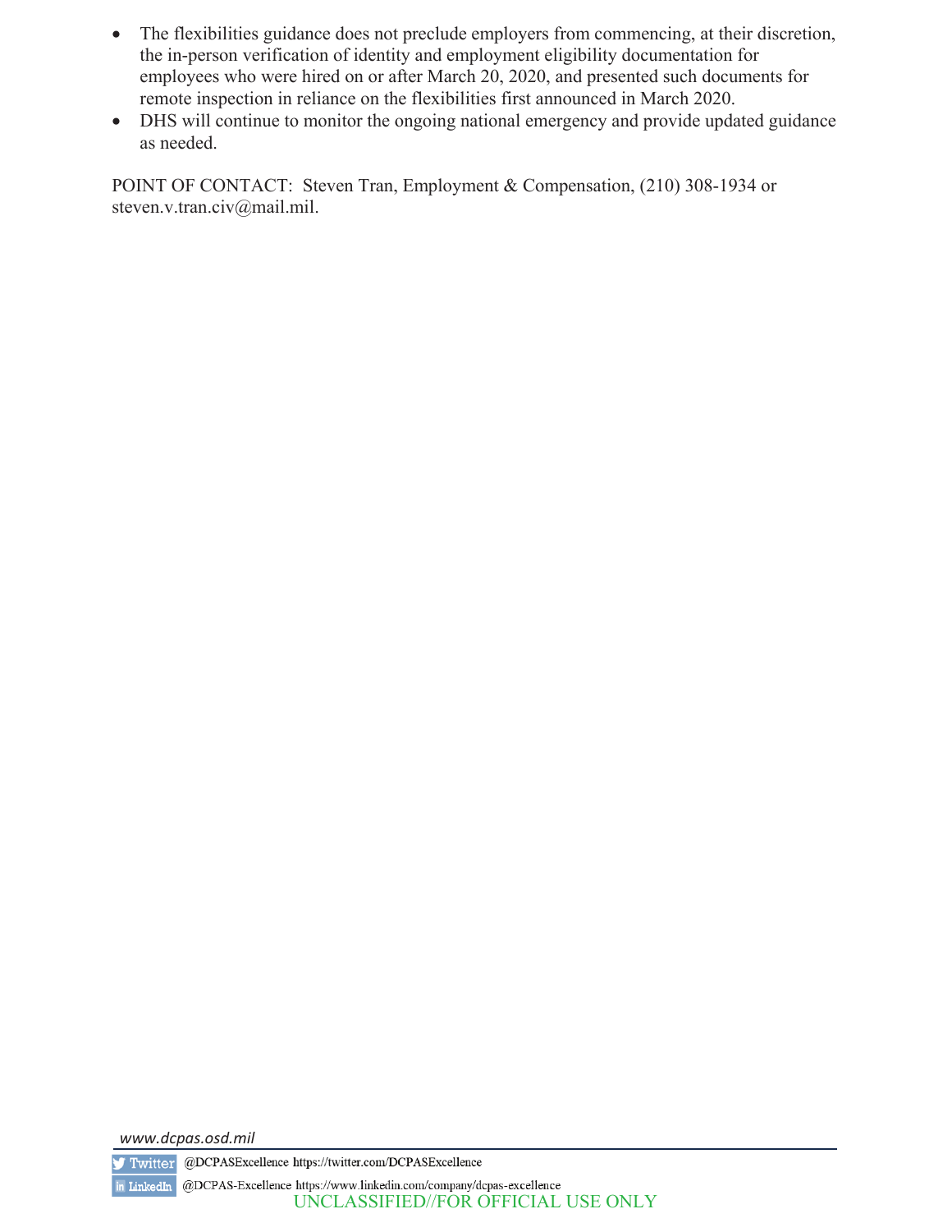- The flexibilities guidance does not preclude employers from commencing, at their discretion, the in-person verification of identity and employment eligibility documentation for employees who were hired on or after March 20, 2020, and presented such documents for remote inspection in reliance on the flexibilities first announced in March 2020.
- DHS will continue to monitor the ongoing national emergency and provide updated guidance as needed.

POINT OF CONTACT: Steven Tran, Employment & Compensation, (210) 308-1934 or steven.v.tran.civ@mail.mil.